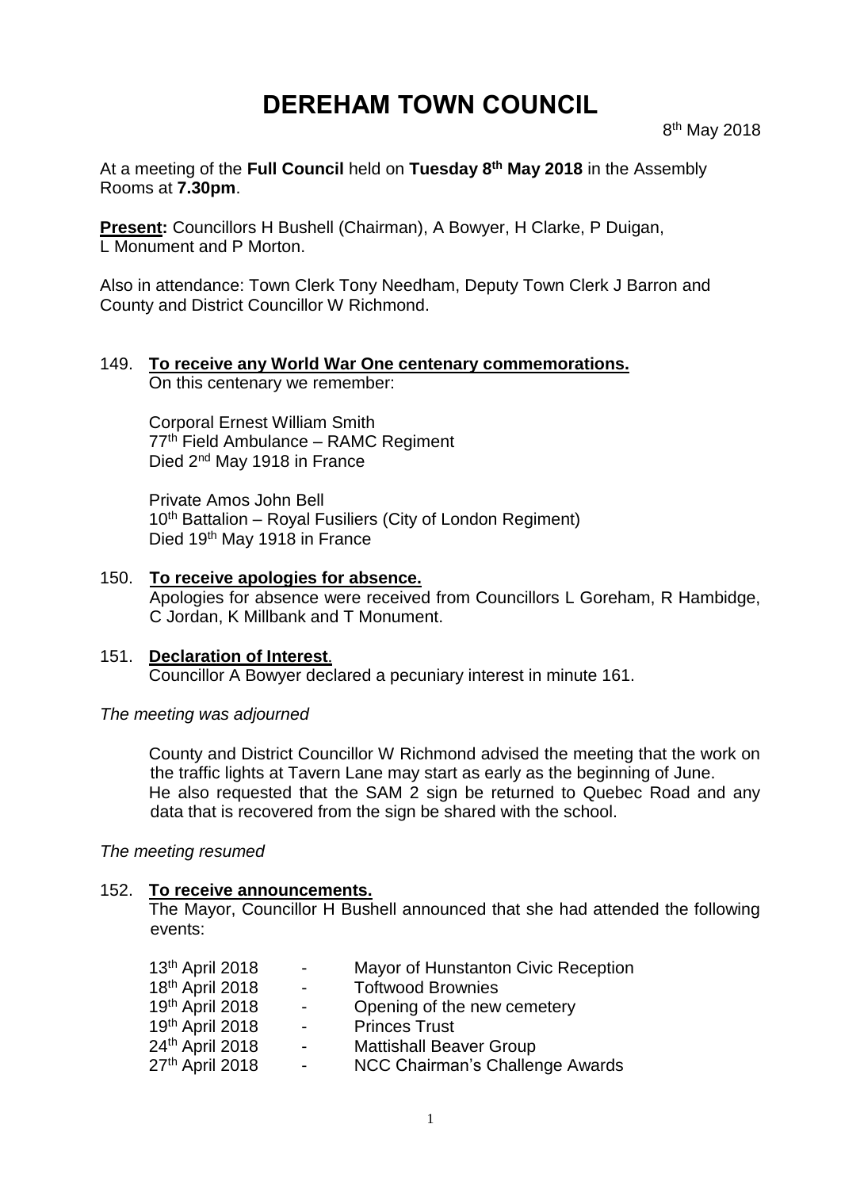# DEREHAM TOWN COUNCIL

8th May 2018

At a meeting of the **Full Council** held on **Tuesday 8th May 2018** in the Assembly Rooms at **7.30pm**.

**Present:** Councillors H Bushell (Chairman), A Bowyer, H Clarke, P Duigan, L Monument and P Morton.

Also in attendance: Town Clerk Tony Needham, Deputy Town Clerk J Barron and County and District Councillor W Richmond.

149. **To receive any World War One centenary commemorations.**
 On this centenary we remember:

 Corporal Ernest William Smith
 77th Field Ambulance – RAMC Regiment
 Died 2nd May 1918 in France

 Private Amos John Bell
 10th Battalion – Royal Fusiliers (City of London Regiment)
 Died 19th May 1918 in France

150. **To receive apologies for absence.**
 Apologies for absence were received from Councillors L Goreham, R Hambidge, C Jordan, K Millbank and T Monument.

151. **Declaration of Interest.**
 Councillor A Bowyer declared a pecuniary interest in minute 161.

*The meeting was adjourned*

County and District Councillor W Richmond advised the meeting that the work on the traffic lights at Tavern Lane may start as early as the beginning of June. He also requested that the SAM 2 sign be returned to Quebec Road and any data that is recovered from the sign be shared with the school.

*The meeting resumed*

152. **To receive announcements.**
 The Mayor, Councillor H Bushell announced that she had attended the following events:

| | | |
|---|---|---|
| 13th April 2018 | - | Mayor of Hunstanton Civic Reception |
| 18th April 2018 | - | Toftwood Brownies |
| 19th April 2018 | - | Opening of the new cemetery |
| 19th April 2018 | - | Princes Trust |
| 24th April 2018 | - | Mattishall Beaver Group |
| 27th April 2018 | - | NCC Chairman's Challenge Awards |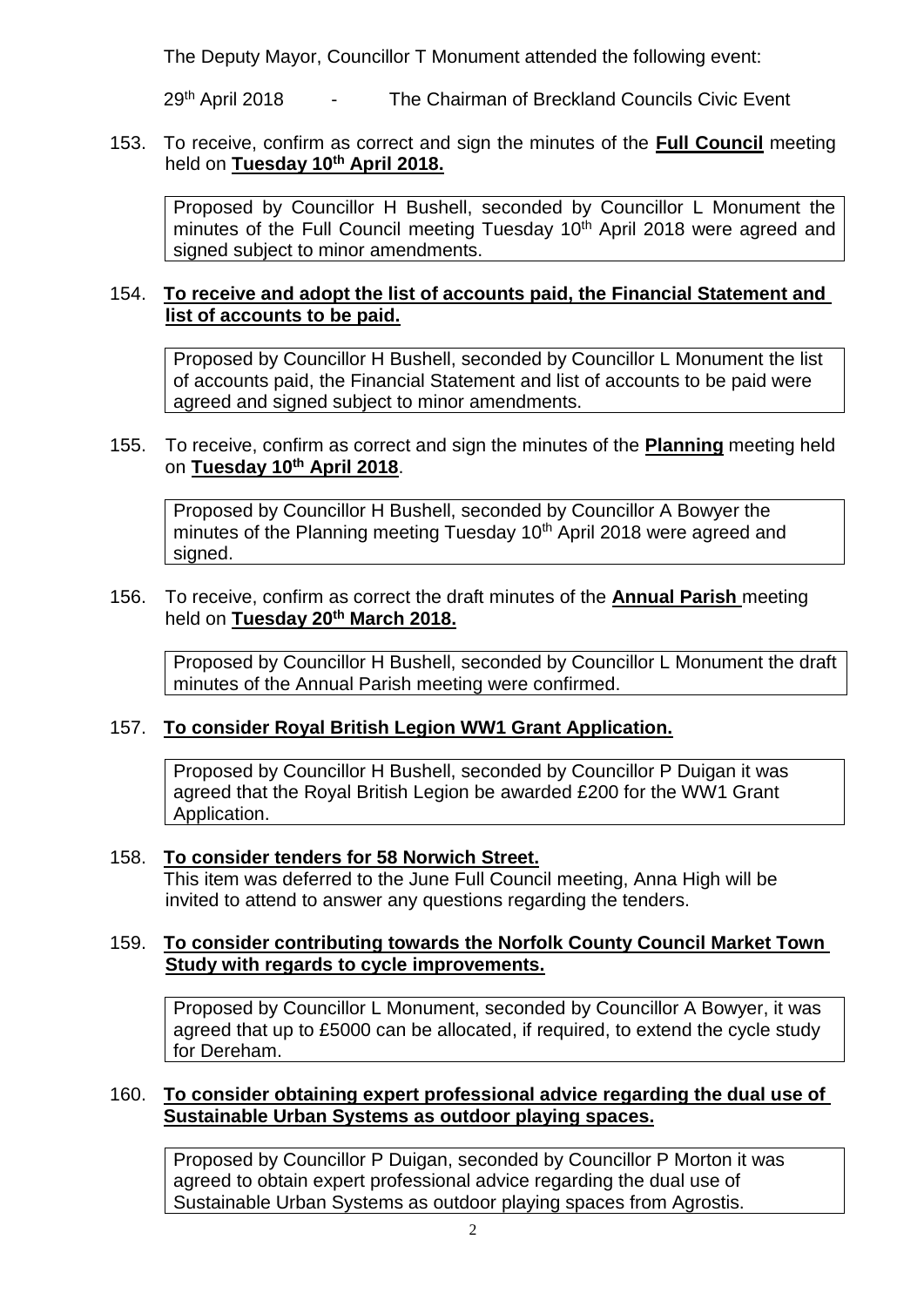The Deputy Mayor, Councillor T Monument attended the following event:

29th April 2018 - The Chairman of Breckland Councils Civic Event

153. To receive, confirm as correct and sign the minutes of the **Full Council** meeting held on **Tuesday 10th April 2018.**

> Proposed by Councillor H Bushell, seconded by Councillor L Monument the minutes of the Full Council meeting Tuesday 10th April 2018 were agreed and signed subject to minor amendments.

154. **To receive and adopt the list of accounts paid, the Financial Statement and list of accounts to be paid.**

> Proposed by Councillor H Bushell, seconded by Councillor L Monument the list of accounts paid, the Financial Statement and list of accounts to be paid were agreed and signed subject to minor amendments.

155. To receive, confirm as correct and sign the minutes of the **Planning** meeting held on **Tuesday 10th April 2018**.

> Proposed by Councillor H Bushell, seconded by Councillor A Bowyer the minutes of the Planning meeting Tuesday 10th April 2018 were agreed and signed.

156. To receive, confirm as correct the draft minutes of the **Annual Parish** meeting held on **Tuesday 20th March 2018.**

> Proposed by Councillor H Bushell, seconded by Councillor L Monument the draft minutes of the Annual Parish meeting were confirmed.

157. **To consider Royal British Legion WW1 Grant Application.**

> Proposed by Councillor H Bushell, seconded by Councillor P Duigan it was agreed that the Royal British Legion be awarded £200 for the WW1 Grant Application.

158. **To consider tenders for 58 Norwich Street.**
This item was deferred to the June Full Council meeting, Anna High will be invited to attend to answer any questions regarding the tenders.

159. **To consider contributing towards the Norfolk County Council Market Town Study with regards to cycle improvements.**

> Proposed by Councillor L Monument, seconded by Councillor A Bowyer, it was agreed that up to £5000 can be allocated, if required, to extend the cycle study for Dereham.

160. **To consider obtaining expert professional advice regarding the dual use of Sustainable Urban Systems as outdoor playing spaces.**

> Proposed by Councillor P Duigan, seconded by Councillor P Morton it was agreed to obtain expert professional advice regarding the dual use of Sustainable Urban Systems as outdoor playing spaces from Agrostis.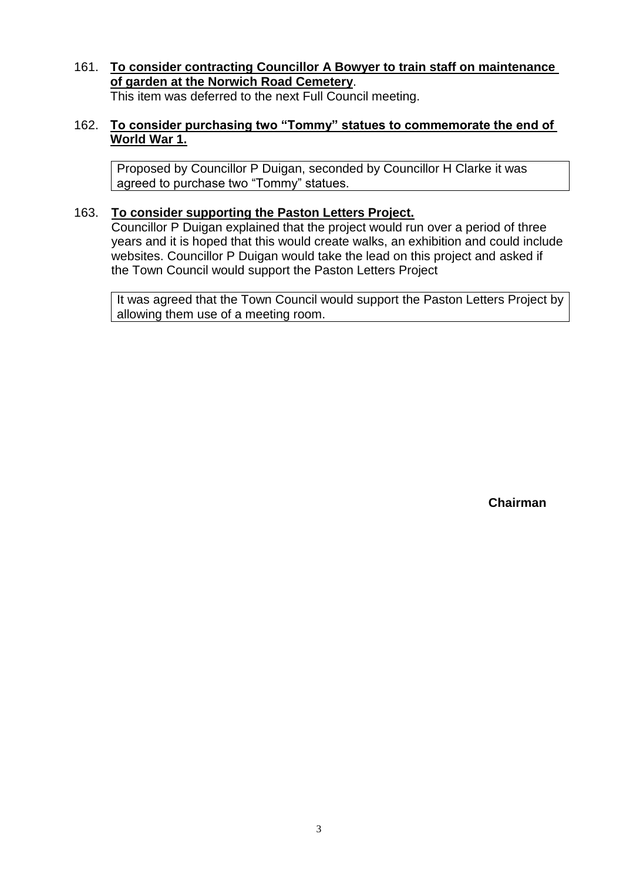161. **To consider contracting Councillor A Bowyer to train staff on maintenance of garden at the Norwich Road Cemetery**.

This item was deferred to the next Full Council meeting.

162. **To consider purchasing two "Tommy" statues to commemorate the end of World War 1.**

| |
|---|
| Proposed by Councillor P Duigan, seconded by Councillor H Clarke it was agreed to purchase two "Tommy" statues. |

163. **To consider supporting the Paston Letters Project.**

Councillor P Duigan explained that the project would run over a period of three years and it is hoped that this would create walks, an exhibition and could include websites. Councillor P Duigan would take the lead on this project and asked if the Town Council would support the Paston Letters Project

| |
|---|
| It was agreed that the Town Council would support the Paston Letters Project by allowing them use of a meeting room. |

**Chairman**